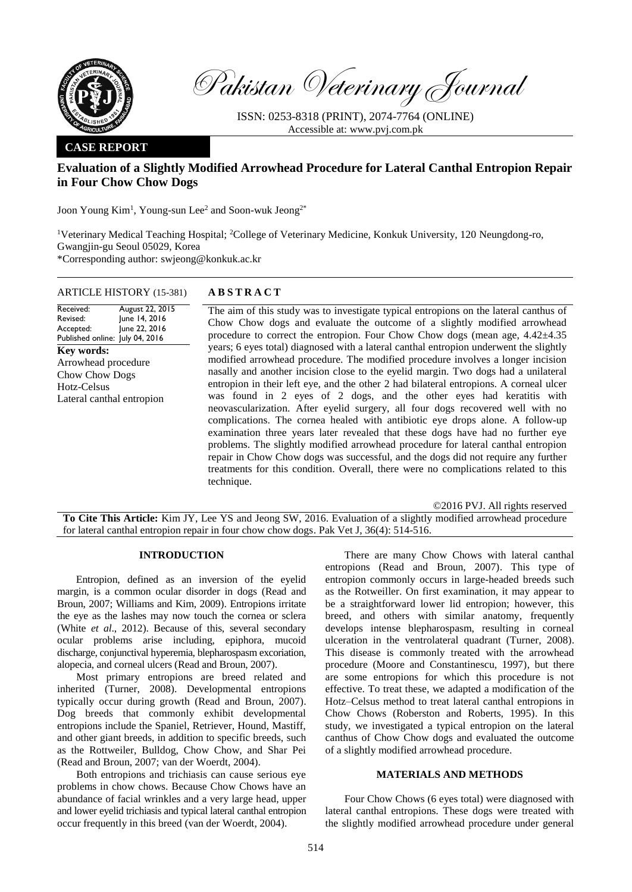Pakistan Veterinary Journal

ISSN: 0253-8318 (PRINT), 2074-7764 (ONLINE)
Accessible at: www.pvj.com.pk

**CASE REPORT**

# Evaluation of a Slightly Modified Arrowhead Procedure for Lateral Canthal Entropion Repair in Four Chow Chow Dogs

Joon Young Kim[1], Young-sun Lee[2] and Soon-wuk Jeong[2*]

[1]Veterinary Medical Teaching Hospital; [2]College of Veterinary Medicine, Konkuk University, 120 Neungdong-ro, Gwangjin-gu Seoul 05029, Korea
*Corresponding author: swjeong@konkuk.ac.kr

**ARTICLE HISTORY** (15-381)

| | |
|---|---|
| Received: | August 22, 2015 |
| Revised: | June 14, 2016 |
| Accepted: | June 22, 2016 |
| Published online: | July 04, 2016 |

**Key words:**
Arrowhead procedure
Chow Chow Dogs
Hotz-Celsus
Lateral canthal entropion

## ABSTRACT

The aim of this study was to investigate typical entropions on the lateral canthus of Chow Chow dogs and evaluate the outcome of a slightly modified arrowhead procedure to correct the entropion. Four Chow Chow dogs (mean age, 4.42±4.35 years; 6 eyes total) diagnosed with a lateral canthal entropion underwent the slightly modified arrowhead procedure. The modified procedure involves a longer incision nasally and another incision close to the eyelid margin. Two dogs had a unilateral entropion in their left eye, and the other 2 had bilateral entropions. A corneal ulcer was found in 2 eyes of 2 dogs, and the other eyes had keratitis with neovascularization. After eyelid surgery, all four dogs recovered well with no complications. The cornea healed with antibiotic eye drops alone. A follow-up examination three years later revealed that these dogs have had no further eye problems. The slightly modified arrowhead procedure for lateral canthal entropion repair in Chow Chow dogs was successful, and the dogs did not require any further treatments for this condition. Overall, there were no complications related to this technique.

©2016 PVJ. All rights reserved

**To Cite This Article:** Kim JY, Lee YS and Jeong SW, 2016. Evaluation of a slightly modified arrowhead procedure for lateral canthal entropion repair in four chow chow dogs. Pak Vet J, 36(4): 514-516.

## INTRODUCTION

Entropion, defined as an inversion of the eyelid margin, is a common ocular disorder in dogs (Read and Broun, 2007; Williams and Kim, 2009). Entropions irritate the eye as the lashes may now touch the cornea or sclera (White *et al*., 2012). Because of this, several secondary ocular problems arise including, epiphora, mucoid discharge, conjunctival hyperemia, blepharospasm excoriation, alopecia, and corneal ulcers (Read and Broun, 2007).

Most primary entropions are breed related and inherited (Turner, 2008). Developmental entropions typically occur during growth (Read and Broun, 2007). Dog breeds that commonly exhibit developmental entropions include the Spaniel, Retriever, Hound, Mastiff, and other giant breeds, in addition to specific breeds, such as the Rottweiler, Bulldog, Chow Chow, and Shar Pei (Read and Broun, 2007; van der Woerdt, 2004).

Both entropions and trichiasis can cause serious eye problems in chow chows. Because Chow Chows have an abundance of facial wrinkles and a very large head, upper and lower eyelid trichiasis and typical lateral canthal entropion occur frequently in this breed (van der Woerdt, 2004).

There are many Chow Chows with lateral canthal entropions (Read and Broun, 2007). This type of entropion commonly occurs in large-headed breeds such as the Rotweiller. On first examination, it may appear to be a straightforward lower lid entropion; however, this breed, and others with similar anatomy, frequently develops intense blepharospasm, resulting in corneal ulceration in the ventrolateral quadrant (Turner, 2008). This disease is commonly treated with the arrowhead procedure (Moore and Constantinescu, 1997), but there are some entropions for which this procedure is not effective. To treat these, we adapted a modification of the Hotz–Celsus method to treat lateral canthal entropions in Chow Chows (Roberston and Roberts, 1995). In this study, we investigated a typical entropion on the lateral canthus of Chow Chow dogs and evaluated the outcome of a slightly modified arrowhead procedure.

## MATERIALS AND METHODS

Four Chow Chows (6 eyes total) were diagnosed with lateral canthal entropions. These dogs were treated with the slightly modified arrowhead procedure under general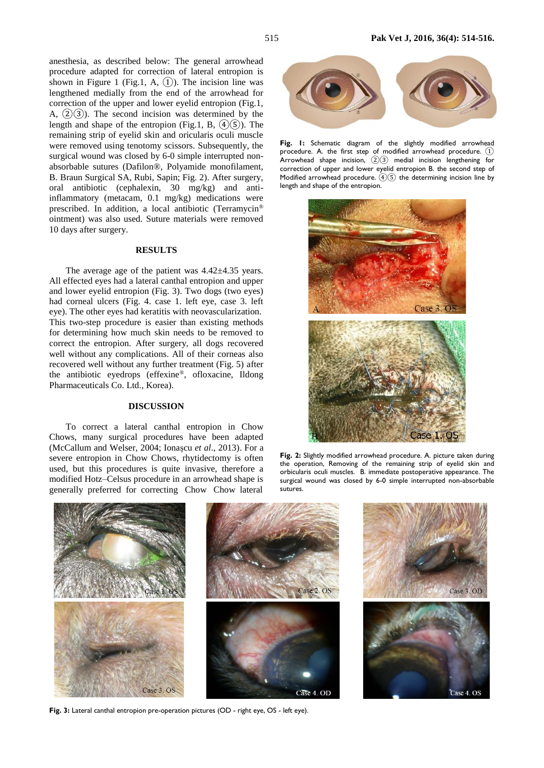anesthesia, as described below: The general arrowhead procedure adapted for correction of lateral entropion is shown in Figure 1 (Fig.1, A, ①). The incision line was lengthened medially from the end of the arrowhead for correction of the upper and lower eyelid entropion (Fig.1, A, ②③). The second incision was determined by the length and shape of the entropion (Fig.1, B, ④⑤). The remaining strip of eyelid skin and oricularis oculi muscle were removed using tenotomy scissors. Subsequently, the surgical wound was closed by 6-0 simple interrupted non-absorbable sutures (Dafilon®, Polyamide monofilament, B. Braun Surgical SA, Rubi, Sapin; Fig. 2). After surgery, oral antibiotic (cephalexin, 30 mg/kg) and anti-inflammatory (metacam, 0.1 mg/kg) medications were prescribed. In addition, a local antibiotic (Terramycin® ointment) was also used. Suture materials were removed 10 days after surgery.

## RESULTS

The average age of the patient was 4.42±4.35 years. All effected eyes had a lateral canthal entropion and upper and lower eyelid entropion (Fig. 3). Two dogs (two eyes) had corneal ulcers (Fig. 4. case 1. left eye, case 3. left eye). The other eyes had keratitis with neovascularization. This two-step procedure is easier than existing methods for determining how much skin needs to be removed to correct the entropion. After surgery, all dogs recovered well without any complications. All of their corneas also recovered well without any further treatment (Fig. 5) after the antibiotic eyedrops (effexine®, ofloxacine, Ildong Pharmaceuticals Co. Ltd., Korea).

## DISCUSSION

To correct a lateral canthal entropion in Chow Chows, many surgical procedures have been adapted (McCallum and Welser, 2004; Ionaşcu *et al*., 2013). For a severe entropion in Chow Chows, rhytidectomy is often used, but this procedures is quite invasive, therefore a modified Hotz–Celsus procedure in an arrowhead shape is generally preferred for correcting Chow Chow lateral

**Fig. 1:** Schematic diagram of the slightly modified arrowhead procedure. A. the first step of modified arrowhead procedure. ① Arrowhead shape incision, ②③ medial incision lengthening for correction of upper and lower eyelid entropion B. the second step of Modified arrowhead procedure. ④⑤ the determining incision line by length and shape of the entropion.

**Fig. 2:** Slightly modified arrowhead procedure. A. picture taken during the operation, Removing of the remaining strip of eyelid skin and orbicularis oculi muscles. B. immediate postoperative appearance. The surgical wound was closed by 6-0 simple interrupted non-absorbable sutures.

**Fig. 3:** Lateral canthal entropion pre-operation pictures (OD - right eye, OS - left eye).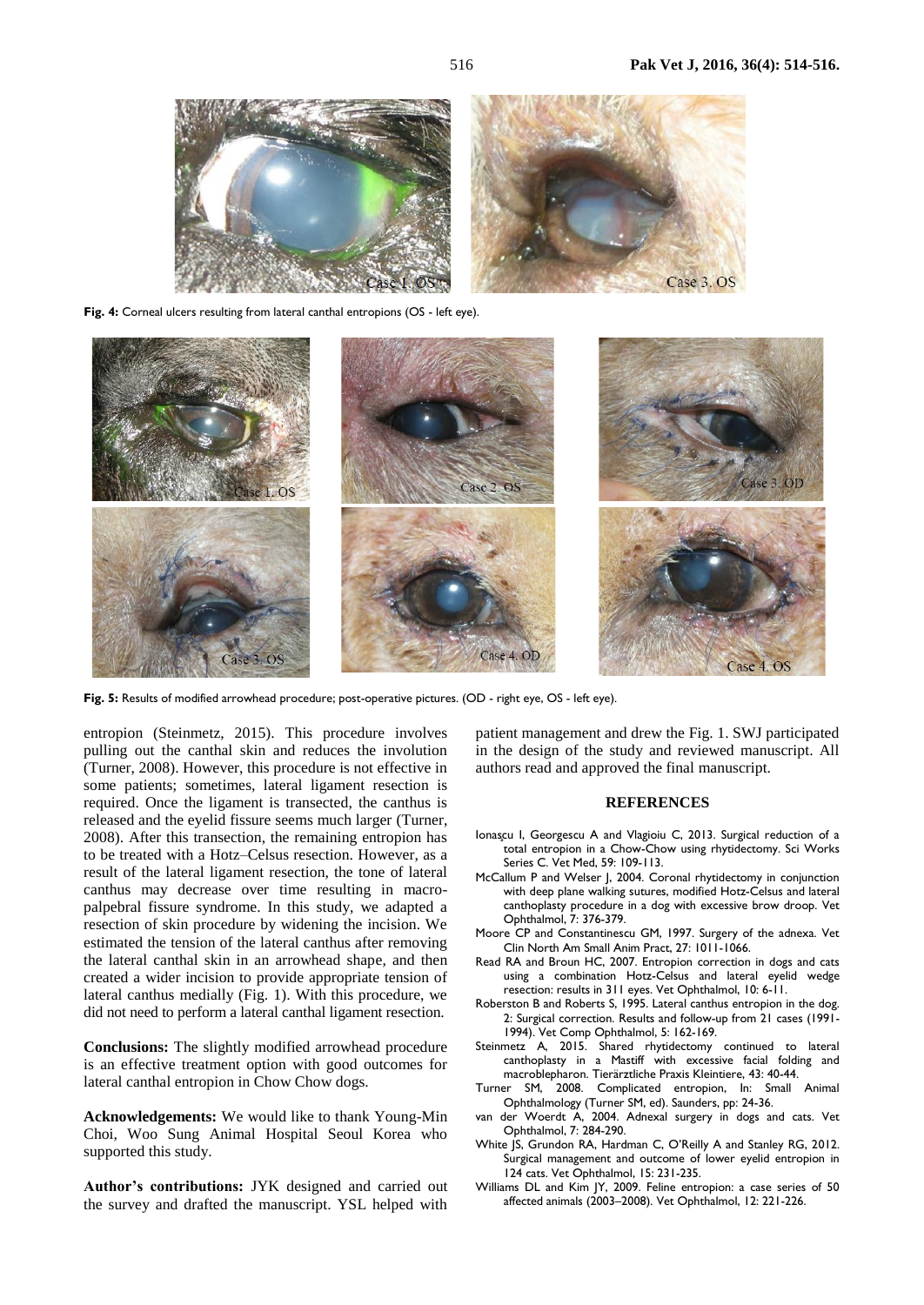Fig. 4: Corneal ulcers resulting from lateral canthal entropions (OS - left eye).

Fig. 5: Results of modified arrowhead procedure; post-operative pictures. (OD - right eye, OS - left eye).

entropion (Steinmetz, 2015). This procedure involves pulling out the canthal skin and reduces the involution (Turner, 2008). However, this procedure is not effective in some patients; sometimes, lateral ligament resection is required. Once the ligament is transected, the canthus is released and the eyelid fissure seems much larger (Turner, 2008). After this transection, the remaining entropion has to be treated with a Hotz–Celsus resection. However, as a result of the lateral ligament resection, the tone of lateral canthus may decrease over time resulting in macro-palpebral fissure syndrome. In this study, we adapted a resection of skin procedure by widening the incision. We estimated the tension of the lateral canthus after removing the lateral canthal skin in an arrowhead shape, and then created a wider incision to provide appropriate tension of lateral canthus medially (Fig. 1). With this procedure, we did not need to perform a lateral canthal ligament resection.

**Conclusions:** The slightly modified arrowhead procedure is an effective treatment option with good outcomes for lateral canthal entropion in Chow Chow dogs.

**Acknowledgements:** We would like to thank Young-Min Choi, Woo Sung Animal Hospital Seoul Korea who supported this study.

**Author's contributions:** JYK designed and carried out the survey and drafted the manuscript. YSL helped with patient management and drew the Fig. 1. SWJ participated in the design of the study and reviewed manuscript. All authors read and approved the final manuscript.

## REFERENCES

Ionaşcu I, Georgescu A and Vlagioiu C, 2013. Surgical reduction of a total entropion in a Chow-Chow using rhytidectomy. Sci Works Series C. Vet Med, 59: 109-113.

McCallum P and Welser J, 2004. Coronal rhytidectomy in conjunction with deep plane walking sutures, modified Hotz-Celsus and lateral canthoplasty procedure in a dog with excessive brow droop. Vet Ophthalmol, 7: 376-379.

Moore CP and Constantinescu GM, 1997. Surgery of the adnexa. Vet Clin North Am Small Anim Pract, 27: 1011-1066.

Read RA and Broun HC, 2007. Entropion correction in dogs and cats using a combination Hotz-Celsus and lateral eyelid wedge resection: results in 311 eyes. Vet Ophthalmol, 10: 6-11.

Roberston B and Roberts S, 1995. Lateral canthus entropion in the dog. 2: Surgical correction. Results and follow-up from 21 cases (1991-1994). Vet Comp Ophthalmol, 5: 162-169.

Steinmetz A, 2015. Shared rhytidectomy continued to lateral canthoplasty in a Mastiff with excessive facial folding and macroblepharon. Tierärztliche Praxis Kleintiere, 43: 40-44.

Turner SM, 2008. Complicated entropion, In: Small Animal Ophthalmology (Turner SM, ed). Saunders, pp: 24-36.

van der Woerdt A, 2004. Adnexal surgery in dogs and cats. Vet Ophthalmol, 7: 284-290.

White JS, Grundon RA, Hardman C, O'Reilly A and Stanley RG, 2012. Surgical management and outcome of lower eyelid entropion in 124 cats. Vet Ophthalmol, 15: 231-235.

Williams DL and Kim JY, 2009. Feline entropion: a case series of 50 affected animals (2003–2008). Vet Ophthalmol, 12: 221-226.